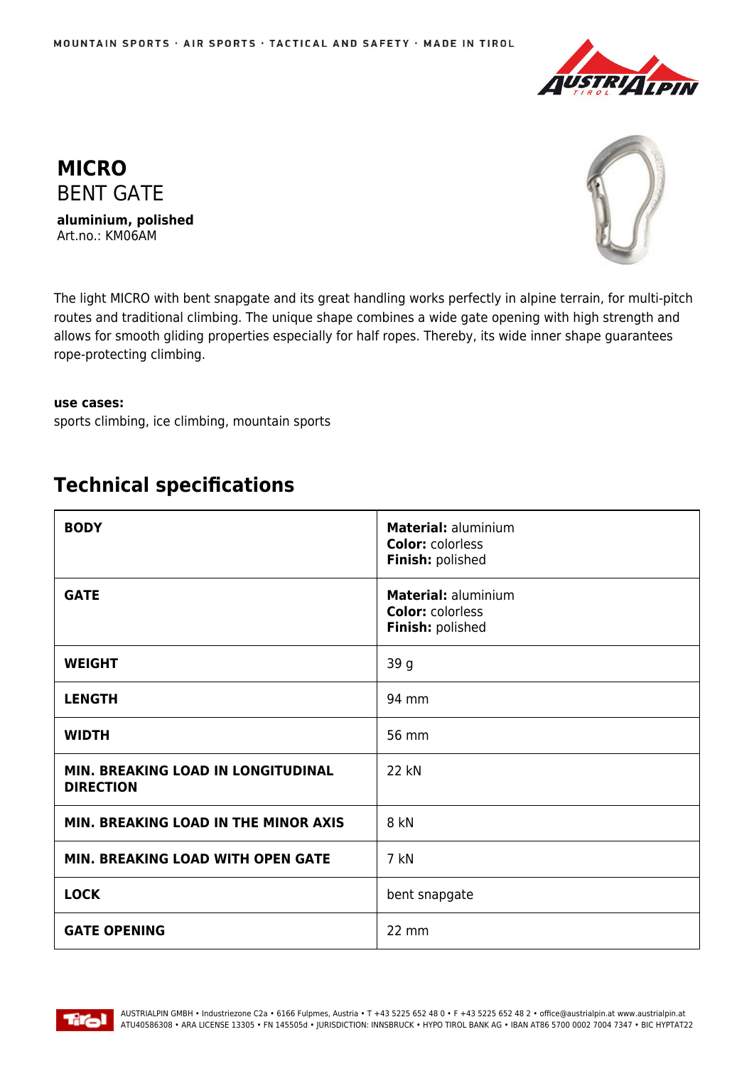MOUNTAIN SPORTS · AIR SPORTS · TACTICAL AND SAFETY · MADE IN TIROL

# MICRO
## BENT GATE

**aluminium, polished**
Art.no.: KM06AM

The light MICRO with bent snapgate and its great handling works perfectly in alpine terrain, for multi-pitch routes and traditional climbing. The unique shape combines a wide gate opening with high strength and allows for smooth gliding properties especially for half ropes. Thereby, its wide inner shape guarantees rope-protecting climbing.

**use cases:**
sports climbing, ice climbing, mountain sports

## Technical specifications

| | |
|---|---|
| **BODY** | **Material:** aluminium<br>**Color:** colorless<br>**Finish:** polished |
| **GATE** | **Material:** aluminium<br>**Color:** colorless<br>**Finish:** polished |
| **WEIGHT** | 39 g |
| **LENGTH** | 94 mm |
| **WIDTH** | 56 mm |
| **MIN. BREAKING LOAD IN LONGITUDINAL DIRECTION** | 22 kN |
| **MIN. BREAKING LOAD IN THE MINOR AXIS** | 8 kN |
| **MIN. BREAKING LOAD WITH OPEN GATE** | 7 kN |
| **LOCK** | bent snapgate |
| **GATE OPENING** | 22 mm |

AUSTRIALPIN GMBH • Industriezone C2a • 6166 Fulpmes, Austria • T +43 5225 652 48 0 • F +43 5225 652 48 2 • office@austrialpin.at www.austrialpin.at
ATU40586308 • ARA LICENSE 13305 • FN 145505d • JURISDICTION: INNSBRUCK • HYPO TIROL BANK AG • IBAN AT86 5700 0002 7004 7347 • BIC HYPTAT22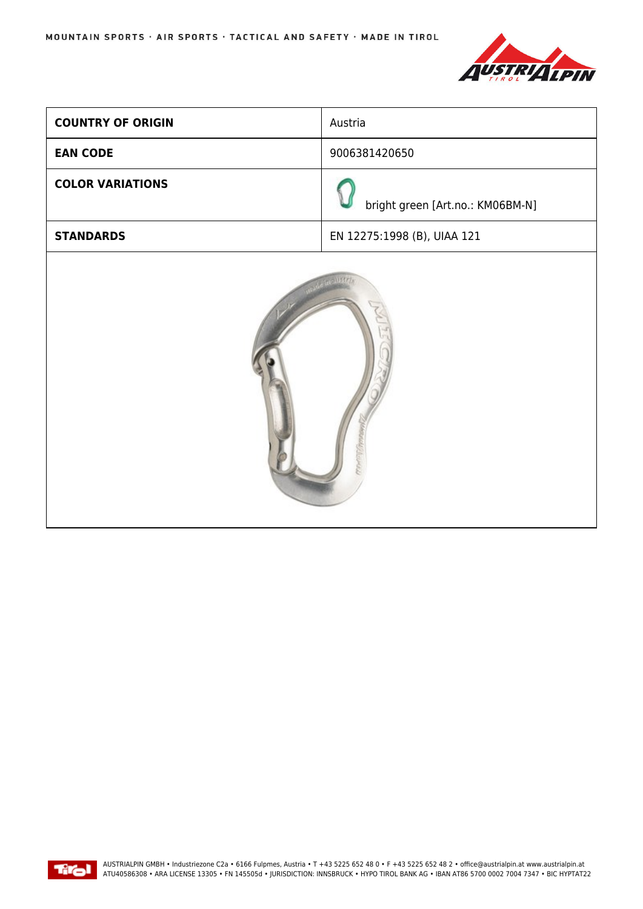| | |
|---|---|
| **COUNTRY OF ORIGIN** | Austria |
| **EAN CODE** | 9006381420650 |
| **COLOR VARIATIONS** | bright green [Art.no.: KM06BM-N] |
| **STANDARDS** | EN 12275:1998 (B), UIAA 121 |

AUSTRIALPIN GMBH • Industriezone C2a • 6166 Fulpmes, Austria • T +43 5225 652 48 0 • F +43 5225 652 48 2 • office@austrialpin.at www.austrialpin.at
ATU40586308 • ARA LICENSE 13305 • FN 145505d • JURISDICTION: INNSBRUCK • HYPO TIROL BANK AG • IBAN AT86 5700 0002 7004 7347 • BIC HYPTAT22